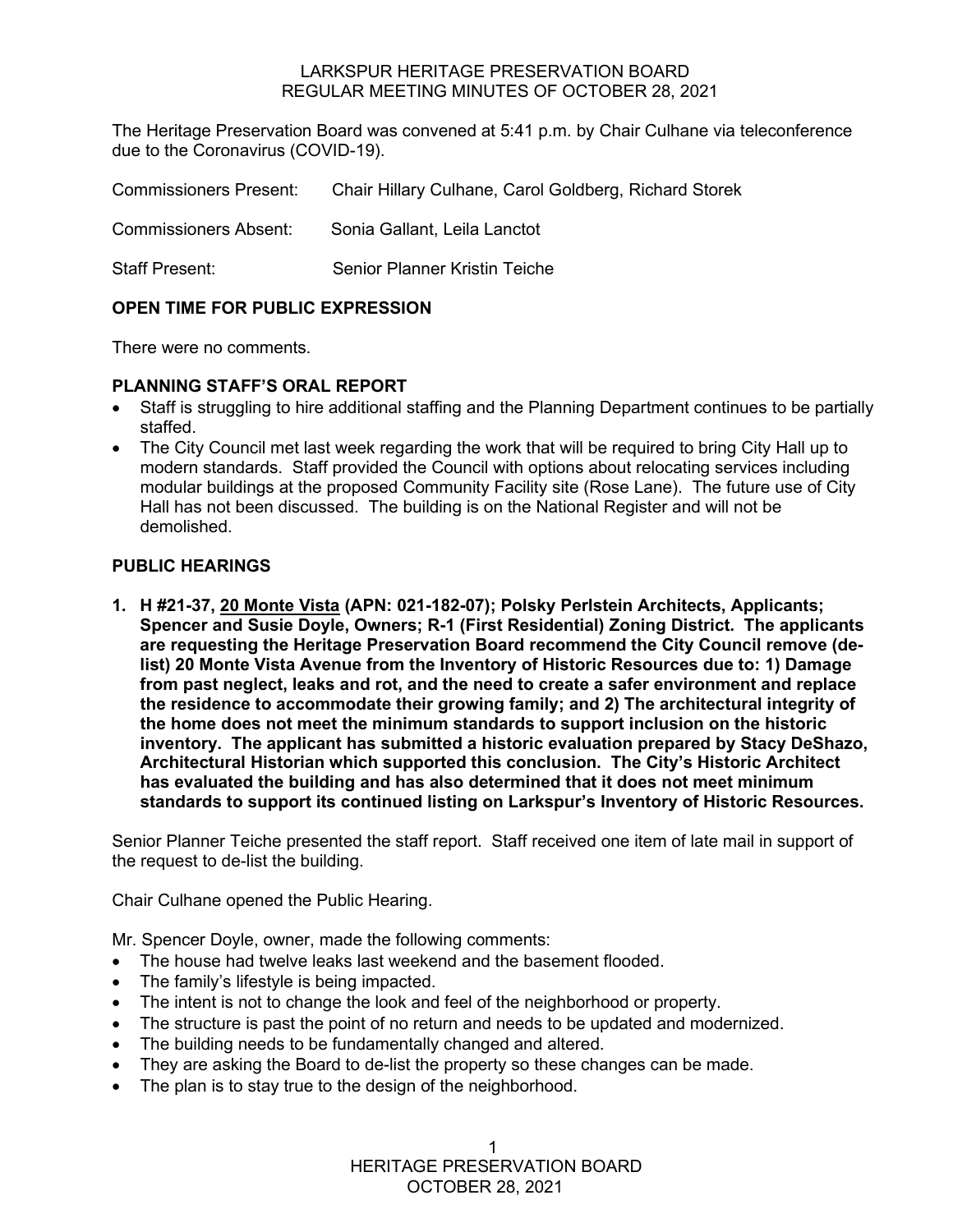LARKSPUR HERITAGE PRESERVATION BOARD
REGULAR MEETING MINUTES OF OCTOBER 28, 2021

The Heritage Preservation Board was convened at 5:41 p.m. by Chair Culhane via teleconference due to the Coronavirus (COVID-19).

Commissioners Present: Chair Hillary Culhane, Carol Goldberg, Richard Storek

Commissioners Absent: Sonia Gallant, Leila Lanctot

Staff Present: Senior Planner Kristin Teiche

**OPEN TIME FOR PUBLIC EXPRESSION**

There were no comments.

**PLANNING STAFF'S ORAL REPORT**

- Staff is struggling to hire additional staffing and the Planning Department continues to be partially staffed.
- The City Council met last week regarding the work that will be required to bring City Hall up to modern standards. Staff provided the Council with options about relocating services including modular buildings at the proposed Community Facility site (Rose Lane). The future use of City Hall has not been discussed. The building is on the National Register and will not be demolished.

**PUBLIC HEARINGS**

1. **H #21-37, <u>20 Monte Vista</u> (APN: 021-182-07); Polsky Perlstein Architects, Applicants; Spencer and Susie Doyle, Owners; R-1 (First Residential) Zoning District. The applicants are requesting the Heritage Preservation Board recommend the City Council remove (de-list) 20 Monte Vista Avenue from the Inventory of Historic Resources due to: 1) Damage from past neglect, leaks and rot, and the need to create a safer environment and replace the residence to accommodate their growing family; and 2) The architectural integrity of the home does not meet the minimum standards to support inclusion on the historic inventory. The applicant has submitted a historic evaluation prepared by Stacy DeShazo, Architectural Historian which supported this conclusion. The City's Historic Architect has evaluated the building and has also determined that it does not meet minimum standards to support its continued listing on Larkspur's Inventory of Historic Resources.**

Senior Planner Teiche presented the staff report. Staff received one item of late mail in support of the request to de-list the building.

Chair Culhane opened the Public Hearing.

Mr. Spencer Doyle, owner, made the following comments:

- The house had twelve leaks last weekend and the basement flooded.
- The family's lifestyle is being impacted.
- The intent is not to change the look and feel of the neighborhood or property.
- The structure is past the point of no return and needs to be updated and modernized.
- The building needs to be fundamentally changed and altered.
- They are asking the Board to de-list the property so these changes can be made.
- The plan is to stay true to the design of the neighborhood.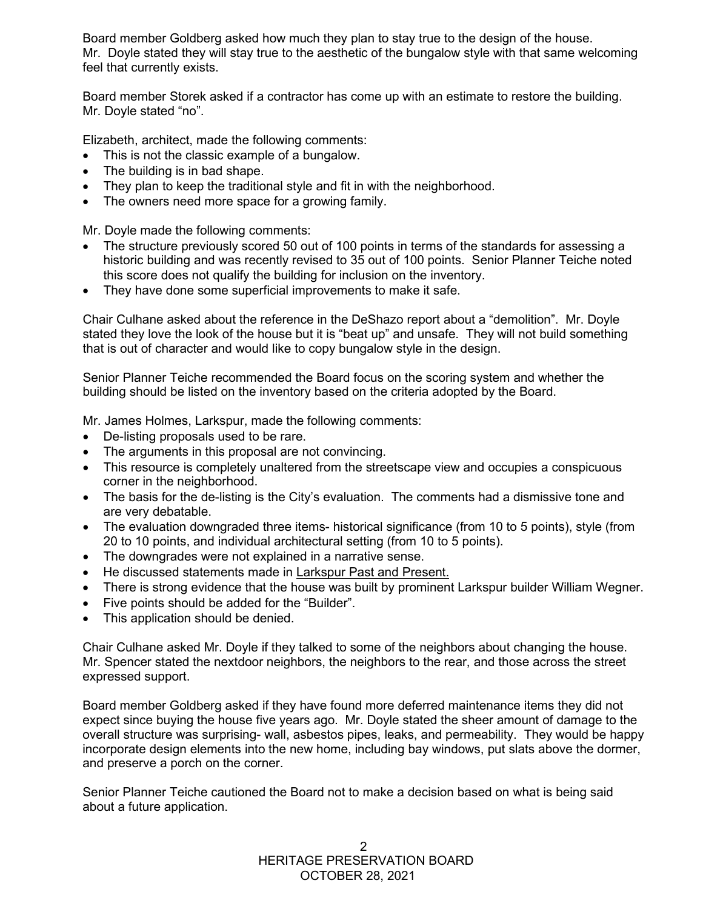Board member Goldberg asked how much they plan to stay true to the design of the house. Mr. Doyle stated they will stay true to the aesthetic of the bungalow style with that same welcoming feel that currently exists.

Board member Storek asked if a contractor has come up with an estimate to restore the building. Mr. Doyle stated "no".

Elizabeth, architect, made the following comments:

- This is not the classic example of a bungalow.
- The building is in bad shape.
- They plan to keep the traditional style and fit in with the neighborhood.
- The owners need more space for a growing family.

Mr. Doyle made the following comments:

- The structure previously scored 50 out of 100 points in terms of the standards for assessing a historic building and was recently revised to 35 out of 100 points. Senior Planner Teiche noted this score does not qualify the building for inclusion on the inventory.
- They have done some superficial improvements to make it safe.

Chair Culhane asked about the reference in the DeShazo report about a "demolition". Mr. Doyle stated they love the look of the house but it is "beat up" and unsafe. They will not build something that is out of character and would like to copy bungalow style in the design.

Senior Planner Teiche recommended the Board focus on the scoring system and whether the building should be listed on the inventory based on the criteria adopted by the Board.

Mr. James Holmes, Larkspur, made the following comments:

- De-listing proposals used to be rare.
- The arguments in this proposal are not convincing.
- This resource is completely unaltered from the streetscape view and occupies a conspicuous corner in the neighborhood.
- The basis for the de-listing is the City's evaluation. The comments had a dismissive tone and are very debatable.
- The evaluation downgraded three items- historical significance (from 10 to 5 points), style (from 20 to 10 points, and individual architectural setting (from 10 to 5 points).
- The downgrades were not explained in a narrative sense.
- He discussed statements made in <u>Larkspur Past and Present.</u>
- There is strong evidence that the house was built by prominent Larkspur builder William Wegner.
- Five points should be added for the "Builder".
- This application should be denied.

Chair Culhane asked Mr. Doyle if they talked to some of the neighbors about changing the house. Mr. Spencer stated the nextdoor neighbors, the neighbors to the rear, and those across the street expressed support.

Board member Goldberg asked if they have found more deferred maintenance items they did not expect since buying the house five years ago. Mr. Doyle stated the sheer amount of damage to the overall structure was surprising- wall, asbestos pipes, leaks, and permeability. They would be happy incorporate design elements into the new home, including bay windows, put slats above the dormer, and preserve a porch on the corner.

Senior Planner Teiche cautioned the Board not to make a decision based on what is being said about a future application.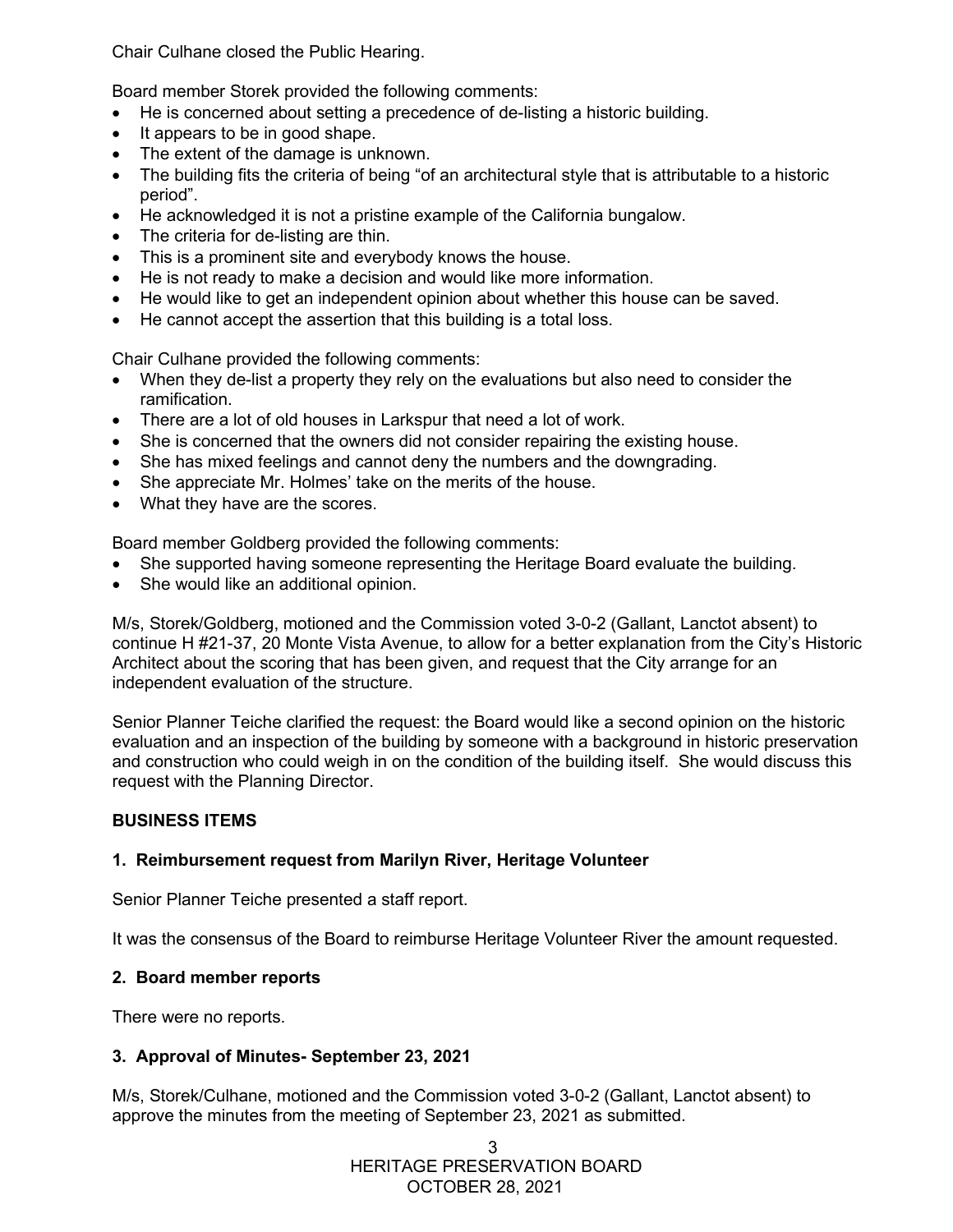Chair Culhane closed the Public Hearing.

Board member Storek provided the following comments:

- He is concerned about setting a precedence of de-listing a historic building.
- It appears to be in good shape.
- The extent of the damage is unknown.
- The building fits the criteria of being "of an architectural style that is attributable to a historic period".
- He acknowledged it is not a pristine example of the California bungalow.
- The criteria for de-listing are thin.
- This is a prominent site and everybody knows the house.
- He is not ready to make a decision and would like more information.
- He would like to get an independent opinion about whether this house can be saved.
- He cannot accept the assertion that this building is a total loss.

Chair Culhane provided the following comments:

- When they de-list a property they rely on the evaluations but also need to consider the ramification.
- There are a lot of old houses in Larkspur that need a lot of work.
- She is concerned that the owners did not consider repairing the existing house.
- She has mixed feelings and cannot deny the numbers and the downgrading.
- She appreciate Mr. Holmes' take on the merits of the house.
- What they have are the scores.

Board member Goldberg provided the following comments:

- She supported having someone representing the Heritage Board evaluate the building.
- She would like an additional opinion.

M/s, Storek/Goldberg, motioned and the Commission voted 3-0-2 (Gallant, Lanctot absent) to continue H #21-37, 20 Monte Vista Avenue, to allow for a better explanation from the City's Historic Architect about the scoring that has been given, and request that the City arrange for an independent evaluation of the structure.

Senior Planner Teiche clarified the request: the Board would like a second opinion on the historic evaluation and an inspection of the building by someone with a background in historic preservation and construction who could weigh in on the condition of the building itself. She would discuss this request with the Planning Director.

## BUSINESS ITEMS

### 1. Reimbursement request from Marilyn River, Heritage Volunteer

Senior Planner Teiche presented a staff report.

It was the consensus of the Board to reimburse Heritage Volunteer River the amount requested.

### 2. Board member reports

There were no reports.

### 3. Approval of Minutes- September 23, 2021

M/s, Storek/Culhane, motioned and the Commission voted 3-0-2 (Gallant, Lanctot absent) to approve the minutes from the meeting of September 23, 2021 as submitted.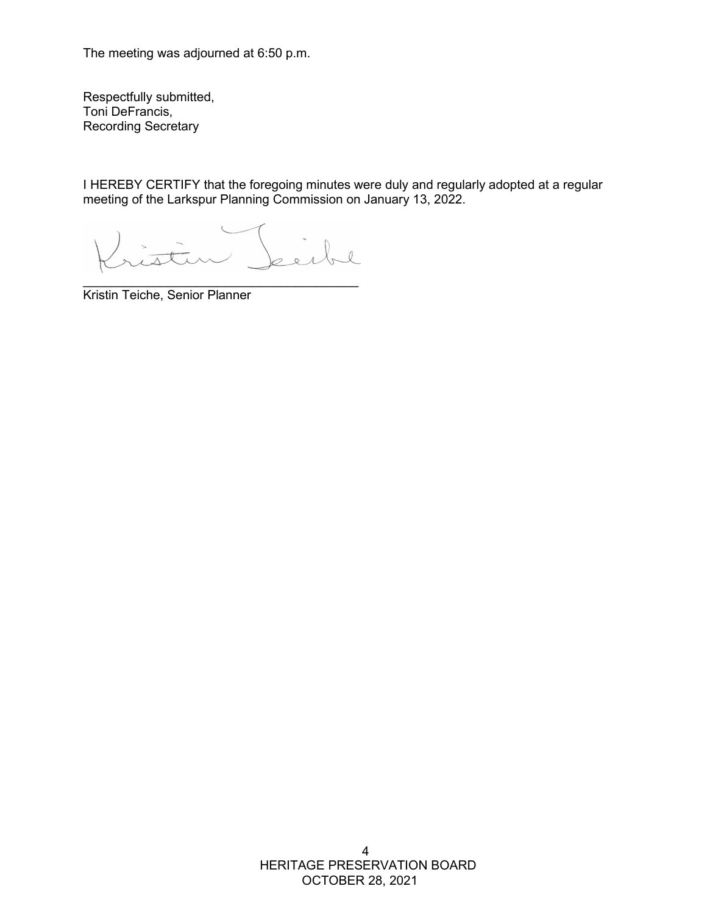The meeting was adjourned at 6:50 p.m.

Respectfully submitted,
Toni DeFrancis,
Recording Secretary

I HEREBY CERTIFY that the foregoing minutes were duly and regularly adopted at a regular meeting of the Larkspur Planning Commission on January 13, 2022.

\_\_\_\_\_\_\_\_\_\_\_\_\_\_\_\_\_\_\_\_\_\_\_\_\_\_\_\_\_\_\_\_\_\_\_\_\_\_\_\_

Kristin Teiche, Senior Planner